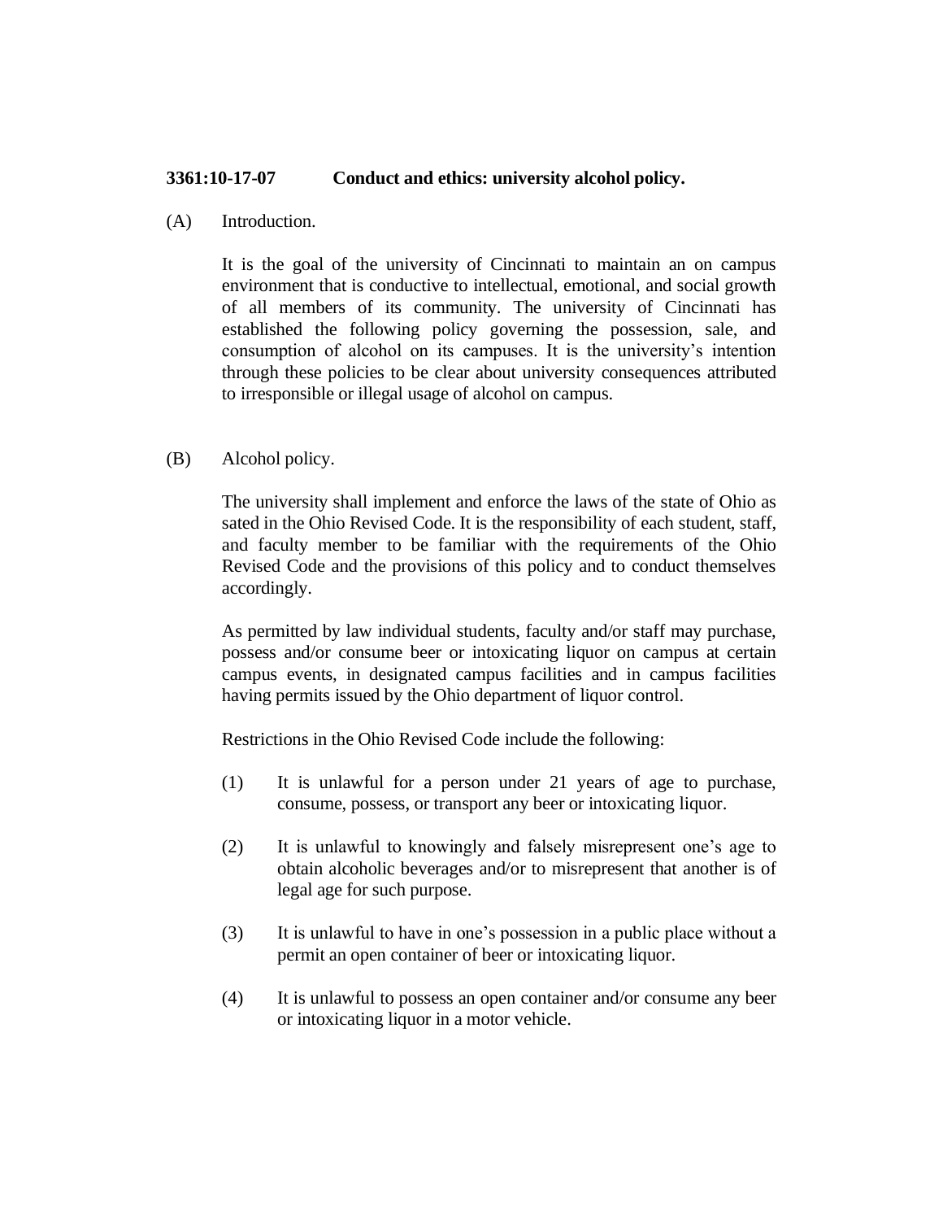**3361:10-17-07 Conduct and ethics: university alcohol policy.**

(A) Introduction.

It is the goal of the university of Cincinnati to maintain an on campus environment that is conductive to intellectual, emotional, and social growth of all members of its community. The university of Cincinnati has established the following policy governing the possession, sale, and consumption of alcohol on its campuses. It is the university's intention through these policies to be clear about university consequences attributed to irresponsible or illegal usage of alcohol on campus.

(B) Alcohol policy.

The university shall implement and enforce the laws of the state of Ohio as sated in the Ohio Revised Code. It is the responsibility of each student, staff, and faculty member to be familiar with the requirements of the Ohio Revised Code and the provisions of this policy and to conduct themselves accordingly.

As permitted by law individual students, faculty and/or staff may purchase, possess and/or consume beer or intoxicating liquor on campus at certain campus events, in designated campus facilities and in campus facilities having permits issued by the Ohio department of liquor control.

Restrictions in the Ohio Revised Code include the following:

(1) It is unlawful for a person under 21 years of age to purchase, consume, possess, or transport any beer or intoxicating liquor.

(2) It is unlawful to knowingly and falsely misrepresent one's age to obtain alcoholic beverages and/or to misrepresent that another is of legal age for such purpose.

(3) It is unlawful to have in one's possession in a public place without a permit an open container of beer or intoxicating liquor.

(4) It is unlawful to possess an open container and/or consume any beer or intoxicating liquor in a motor vehicle.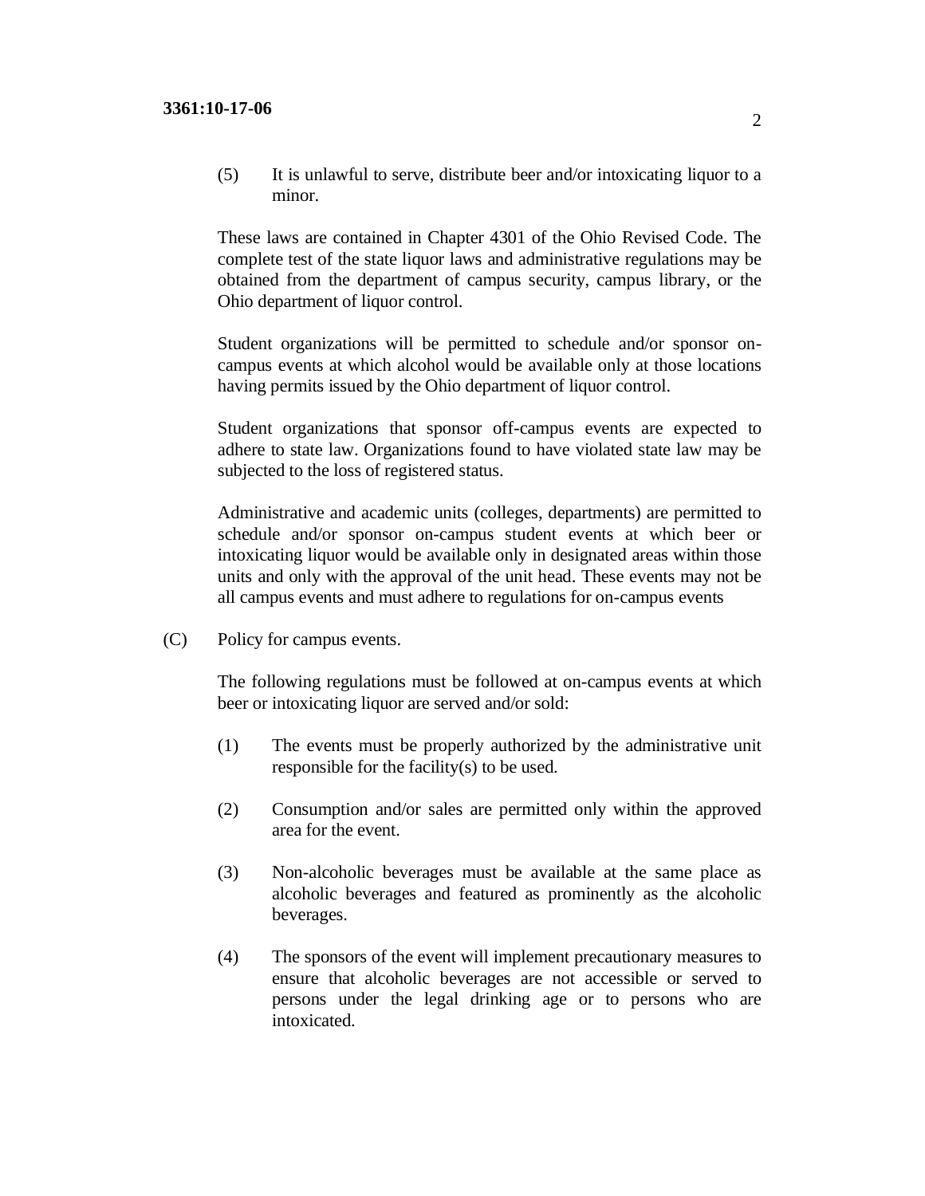(5) It is unlawful to serve, distribute beer and/or intoxicating liquor to a minor.

These laws are contained in Chapter 4301 of the Ohio Revised Code. The complete test of the state liquor laws and administrative regulations may be obtained from the department of campus security, campus library, or the Ohio department of liquor control.

Student organizations will be permitted to schedule and/or sponsor on-campus events at which alcohol would be available only at those locations having permits issued by the Ohio department of liquor control.

Student organizations that sponsor off-campus events are expected to adhere to state law. Organizations found to have violated state law may be subjected to the loss of registered status.

Administrative and academic units (colleges, departments) are permitted to schedule and/or sponsor on-campus student events at which beer or intoxicating liquor would be available only in designated areas within those units and only with the approval of the unit head. These events may not be all campus events and must adhere to regulations for on-campus events

(C) Policy for campus events.

The following regulations must be followed at on-campus events at which beer or intoxicating liquor are served and/or sold:

(1) The events must be properly authorized by the administrative unit responsible for the facility(s) to be used.

(2) Consumption and/or sales are permitted only within the approved area for the event.

(3) Non-alcoholic beverages must be available at the same place as alcoholic beverages and featured as prominently as the alcoholic beverages.

(4) The sponsors of the event will implement precautionary measures to ensure that alcoholic beverages are not accessible or served to persons under the legal drinking age or to persons who are intoxicated.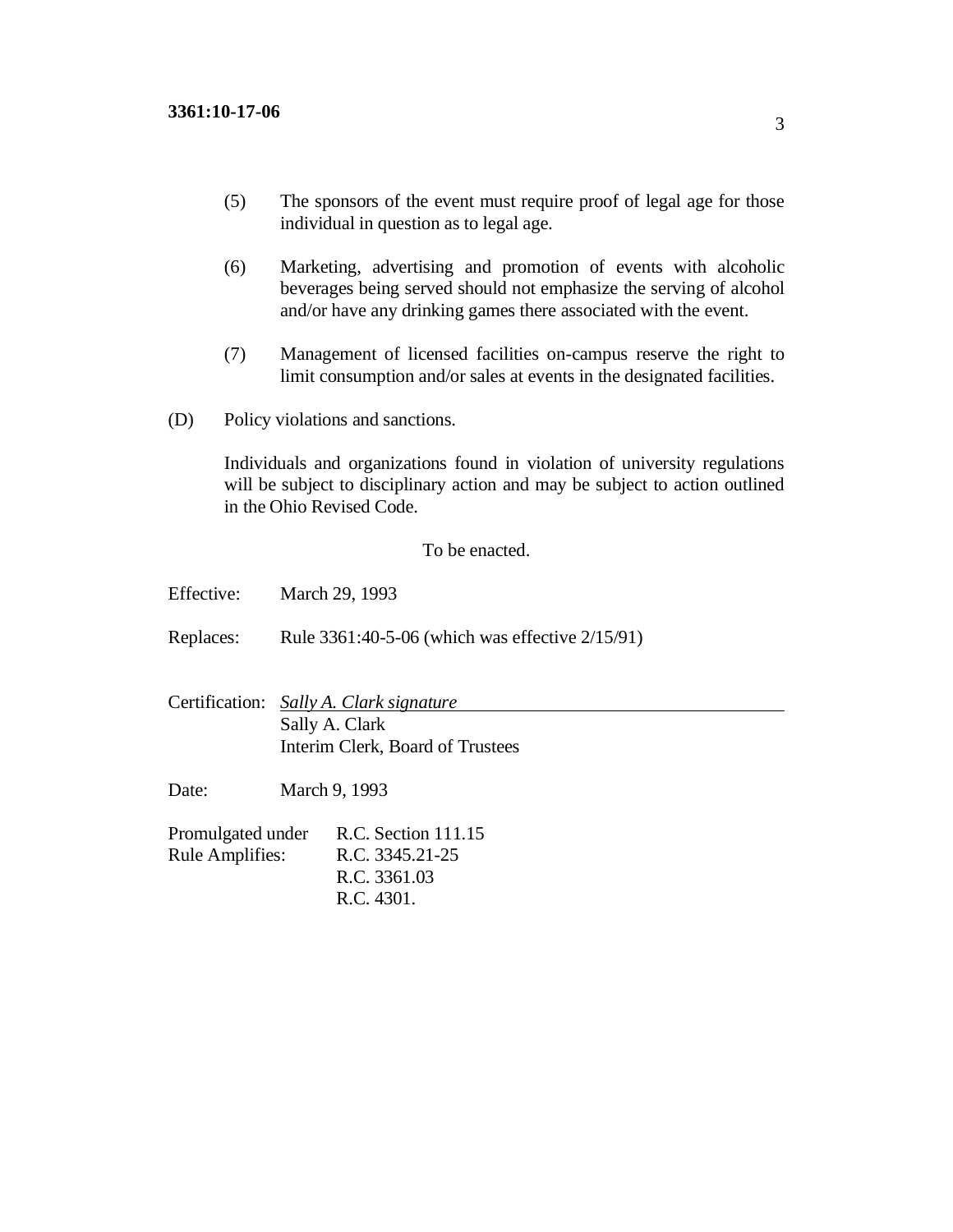(5) The sponsors of the event must require proof of legal age for those individual in question as to legal age.

(6) Marketing, advertising and promotion of events with alcoholic beverages being served should not emphasize the serving of alcohol and/or have any drinking games there associated with the event.

(7) Management of licensed facilities on-campus reserve the right to limit consumption and/or sales at events in the designated facilities.

(D) Policy violations and sanctions.

Individuals and organizations found in violation of university regulations will be subject to disciplinary action and may be subject to action outlined in the Ohio Revised Code.

To be enacted.

Effective: March 29, 1993

Replaces: Rule 3361:40-5-06 (which was effective 2/15/91)

Certification: _Sally A. Clark signature_
Sally A. Clark
Interim Clerk, Board of Trustees

Date: March 9, 1993

Promulgated under Rule Amplifies: R.C. Section 111.15
R.C. 3345.21-25
R.C. 3361.03
R.C. 4301.